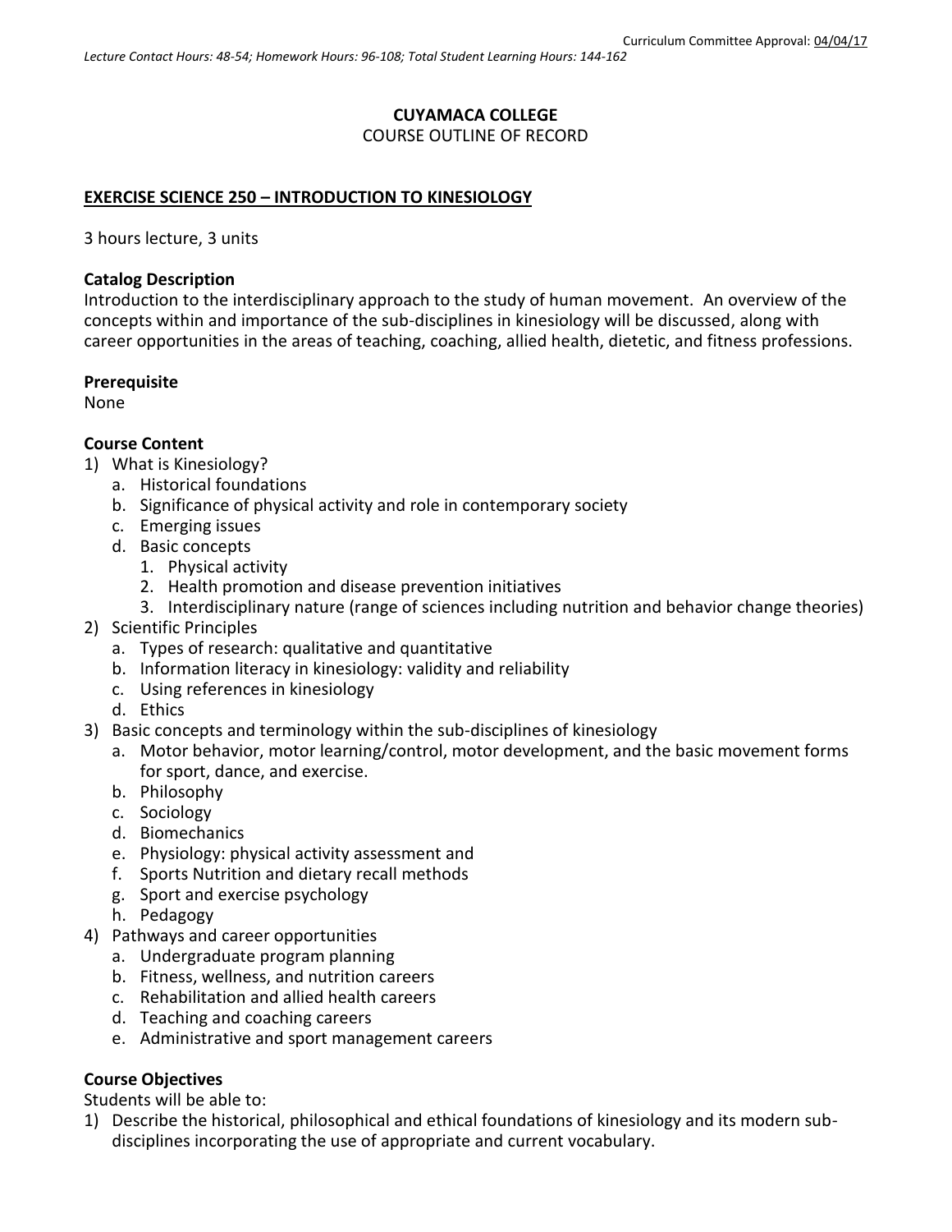Curriculum Committee Approval: 04/04/17

*Lecture Contact Hours: 48-54; Homework Hours: 96-108; Total Student Learning Hours: 144-162*

**CUYAMACA COLLEGE**

COURSE OUTLINE OF RECORD

**EXERCISE SCIENCE 250 – INTRODUCTION TO KINESIOLOGY**

3 hours lecture, 3 units

**Catalog Description**

Introduction to the interdisciplinary approach to the study of human movement. An overview of the concepts within and importance of the sub-disciplines in kinesiology will be discussed, along with career opportunities in the areas of teaching, coaching, allied health, dietetic, and fitness professions.

**Prerequisite**

None

**Course Content**

1) What is Kinesiology?
   a. Historical foundations
   b. Significance of physical activity and role in contemporary society
   c. Emerging issues
   d. Basic concepts
      1. Physical activity
      2. Health promotion and disease prevention initiatives
      3. Interdisciplinary nature (range of sciences including nutrition and behavior change theories)
2) Scientific Principles
   a. Types of research: qualitative and quantitative
   b. Information literacy in kinesiology: validity and reliability
   c. Using references in kinesiology
   d. Ethics
3) Basic concepts and terminology within the sub-disciplines of kinesiology
   a. Motor behavior, motor learning/control, motor development, and the basic movement forms for sport, dance, and exercise.
   b. Philosophy
   c. Sociology
   d. Biomechanics
   e. Physiology: physical activity assessment and
   f. Sports Nutrition and dietary recall methods
   g. Sport and exercise psychology
   h. Pedagogy
4) Pathways and career opportunities
   a. Undergraduate program planning
   b. Fitness, wellness, and nutrition careers
   c. Rehabilitation and allied health careers
   d. Teaching and coaching careers
   e. Administrative and sport management careers

**Course Objectives**

Students will be able to:

1) Describe the historical, philosophical and ethical foundations of kinesiology and its modern sub-disciplines incorporating the use of appropriate and current vocabulary.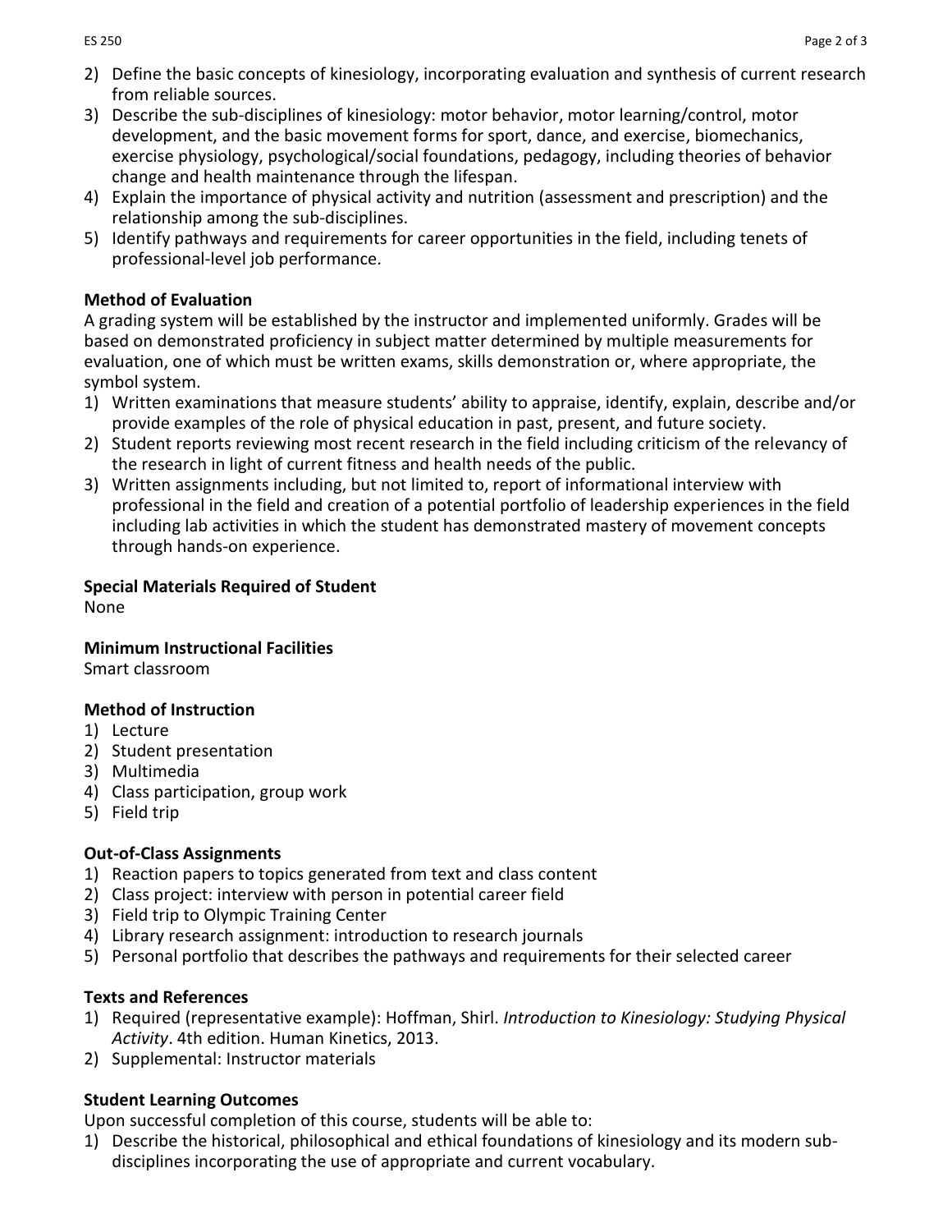2) Define the basic concepts of kinesiology, incorporating evaluation and synthesis of current research from reliable sources.
3) Describe the sub-disciplines of kinesiology: motor behavior, motor learning/control, motor development, and the basic movement forms for sport, dance, and exercise, biomechanics, exercise physiology, psychological/social foundations, pedagogy, including theories of behavior change and health maintenance through the lifespan.
4) Explain the importance of physical activity and nutrition (assessment and prescription) and the relationship among the sub-disciplines.
5) Identify pathways and requirements for career opportunities in the field, including tenets of professional-level job performance.

**Method of Evaluation**

A grading system will be established by the instructor and implemented uniformly. Grades will be based on demonstrated proficiency in subject matter determined by multiple measurements for evaluation, one of which must be written exams, skills demonstration or, where appropriate, the symbol system.

1) Written examinations that measure students' ability to appraise, identify, explain, describe and/or provide examples of the role of physical education in past, present, and future society.
2) Student reports reviewing most recent research in the field including criticism of the relevancy of the research in light of current fitness and health needs of the public.
3) Written assignments including, but not limited to, report of informational interview with professional in the field and creation of a potential portfolio of leadership experiences in the field including lab activities in which the student has demonstrated mastery of movement concepts through hands-on experience.

**Special Materials Required of Student**

None

**Minimum Instructional Facilities**

Smart classroom

**Method of Instruction**

1) Lecture
2) Student presentation
3) Multimedia
4) Class participation, group work
5) Field trip

**Out-of-Class Assignments**

1) Reaction papers to topics generated from text and class content
2) Class project: interview with person in potential career field
3) Field trip to Olympic Training Center
4) Library research assignment: introduction to research journals
5) Personal portfolio that describes the pathways and requirements for their selected career

**Texts and References**

1) Required (representative example): Hoffman, Shirl. *Introduction to Kinesiology: Studying Physical Activity*. 4th edition. Human Kinetics, 2013.
2) Supplemental: Instructor materials

**Student Learning Outcomes**

Upon successful completion of this course, students will be able to:

1) Describe the historical, philosophical and ethical foundations of kinesiology and its modern sub-disciplines incorporating the use of appropriate and current vocabulary.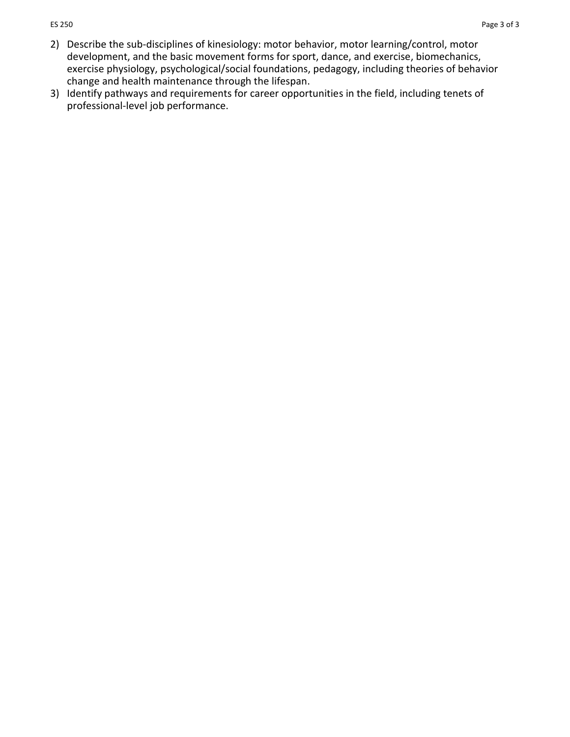2) Describe the sub-disciplines of kinesiology: motor behavior, motor learning/control, motor development, and the basic movement forms for sport, dance, and exercise, biomechanics, exercise physiology, psychological/social foundations, pedagogy, including theories of behavior change and health maintenance through the lifespan.
3) Identify pathways and requirements for career opportunities in the field, including tenets of professional-level job performance.